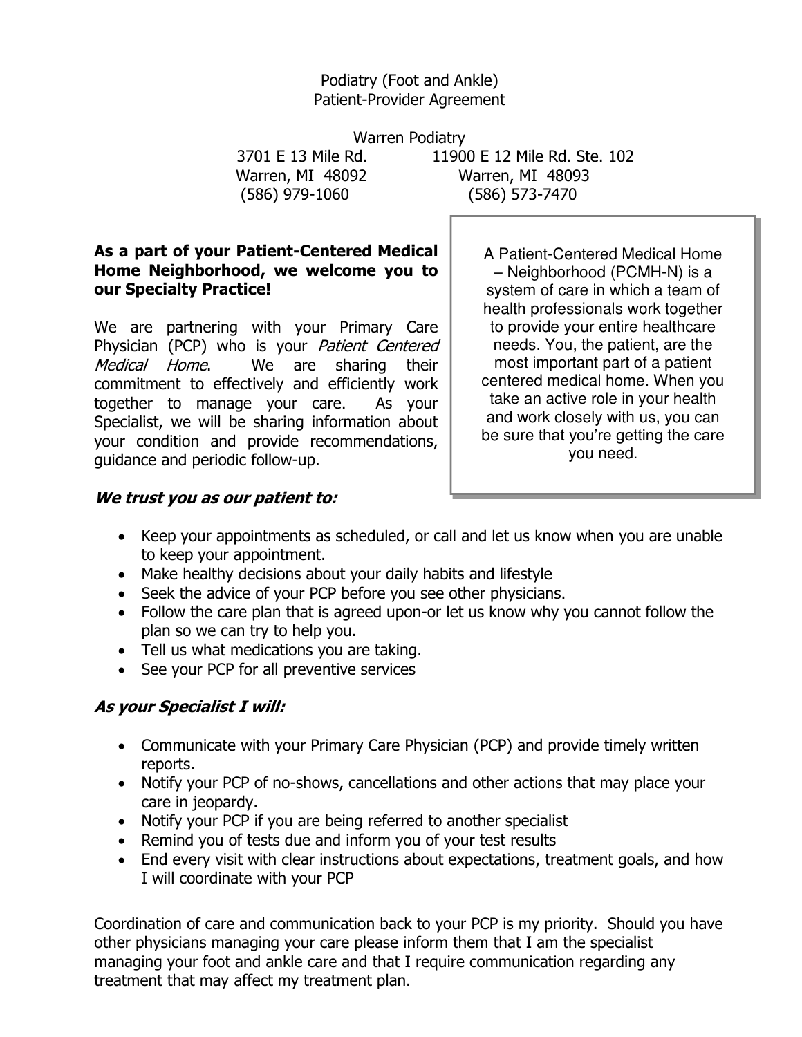# Podiatry (Foot and Ankle)
# Patient-Provider Agreement

Warren Podiatry

| | |
|---|---|
| 3701 E 13 Mile Rd. | 11900 E 12 Mile Rd. Ste. 102 |
| Warren, MI 48092 | Warren, MI 48093 |
| (586) 979-1060 | (586) 573-7470 |

**As a part of your Patient-Centered Medical Home Neighborhood, we welcome you to our Specialty Practice!**

We are partnering with your Primary Care Physician (PCP) who is your *Patient Centered Medical Home*. We are sharing their commitment to effectively and efficiently work together to manage your care. As your Specialist, we will be sharing information about your condition and provide recommendations, guidance and periodic follow-up.

> A Patient-Centered Medical Home – Neighborhood (PCMH-N) is a system of care in which a team of health professionals work together to provide your entire healthcare needs. You, the patient, are the most important part of a patient centered medical home. When you take an active role in your health and work closely with us, you can be sure that you're getting the care you need.

### *We trust you as our patient to:*

- Keep your appointments as scheduled, or call and let us know when you are unable to keep your appointment.
- Make healthy decisions about your daily habits and lifestyle
- Seek the advice of your PCP before you see other physicians.
- Follow the care plan that is agreed upon-or let us know why you cannot follow the plan so we can try to help you.
- Tell us what medications you are taking.
- See your PCP for all preventive services

### *As your Specialist I will:*

- Communicate with your Primary Care Physician (PCP) and provide timely written reports.
- Notify your PCP of no-shows, cancellations and other actions that may place your care in jeopardy.
- Notify your PCP if you are being referred to another specialist
- Remind you of tests due and inform you of your test results
- End every visit with clear instructions about expectations, treatment goals, and how I will coordinate with your PCP

Coordination of care and communication back to your PCP is my priority. Should you have other physicians managing your care please inform them that I am the specialist managing your foot and ankle care and that I require communication regarding any treatment that may affect my treatment plan.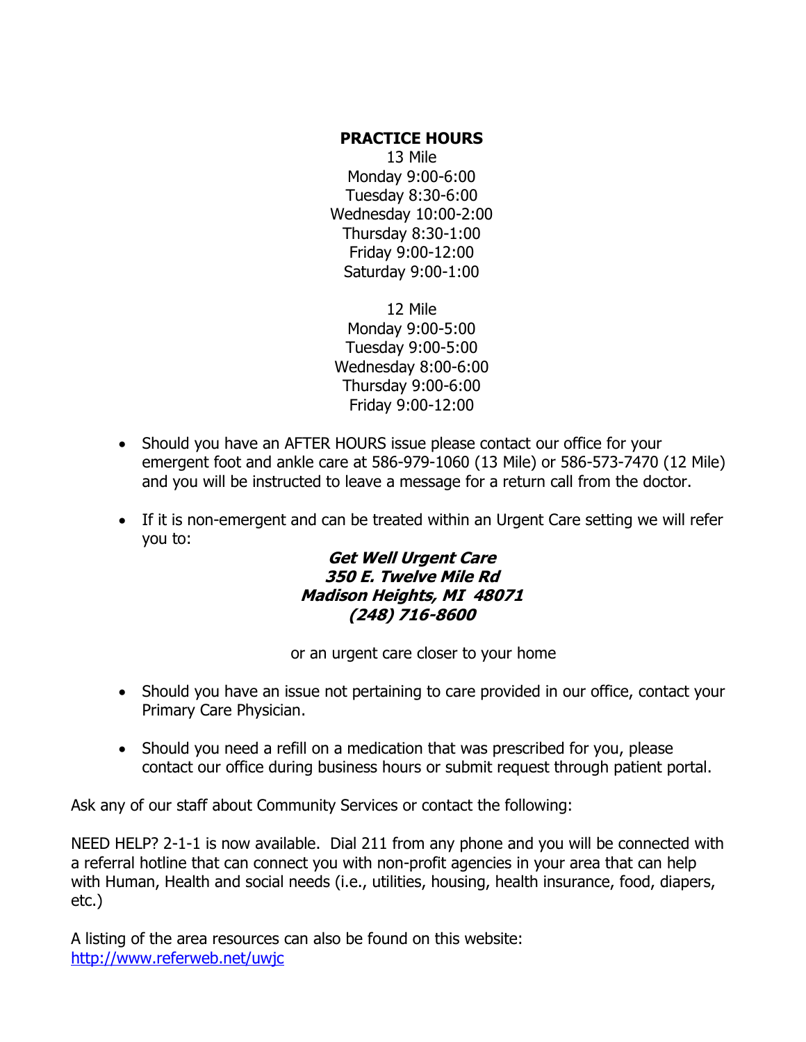**PRACTICE HOURS**

13 Mile
Monday 9:00-6:00
Tuesday 8:30-6:00
Wednesday 10:00-2:00
Thursday 8:30-1:00
Friday 9:00-12:00
Saturday 9:00-1:00

12 Mile
Monday 9:00-5:00
Tuesday 9:00-5:00
Wednesday 8:00-6:00
Thursday 9:00-6:00
Friday 9:00-12:00

- Should you have an AFTER HOURS issue please contact our office for your emergent foot and ankle care at 586-979-1060 (13 Mile) or 586-573-7470 (12 Mile) and you will be instructed to leave a message for a return call from the doctor.
- If it is non-emergent and can be treated within an Urgent Care setting we will refer you to:

***Get Well Urgent Care***
***350 E. Twelve Mile Rd***
***Madison Heights, MI 48071***
***(248) 716-8600***

or an urgent care closer to your home

- Should you have an issue not pertaining to care provided in our office, contact your Primary Care Physician.
- Should you need a refill on a medication that was prescribed for you, please contact our office during business hours or submit request through patient portal.

Ask any of our staff about Community Services or contact the following:

NEED HELP? 2-1-1 is now available. Dial 211 from any phone and you will be connected with a referral hotline that can connect you with non-profit agencies in your area that can help with Human, Health and social needs (i.e., utilities, housing, health insurance, food, diapers, etc.)

A listing of the area resources can also be found on this website:
http://www.referweb.net/uwjc